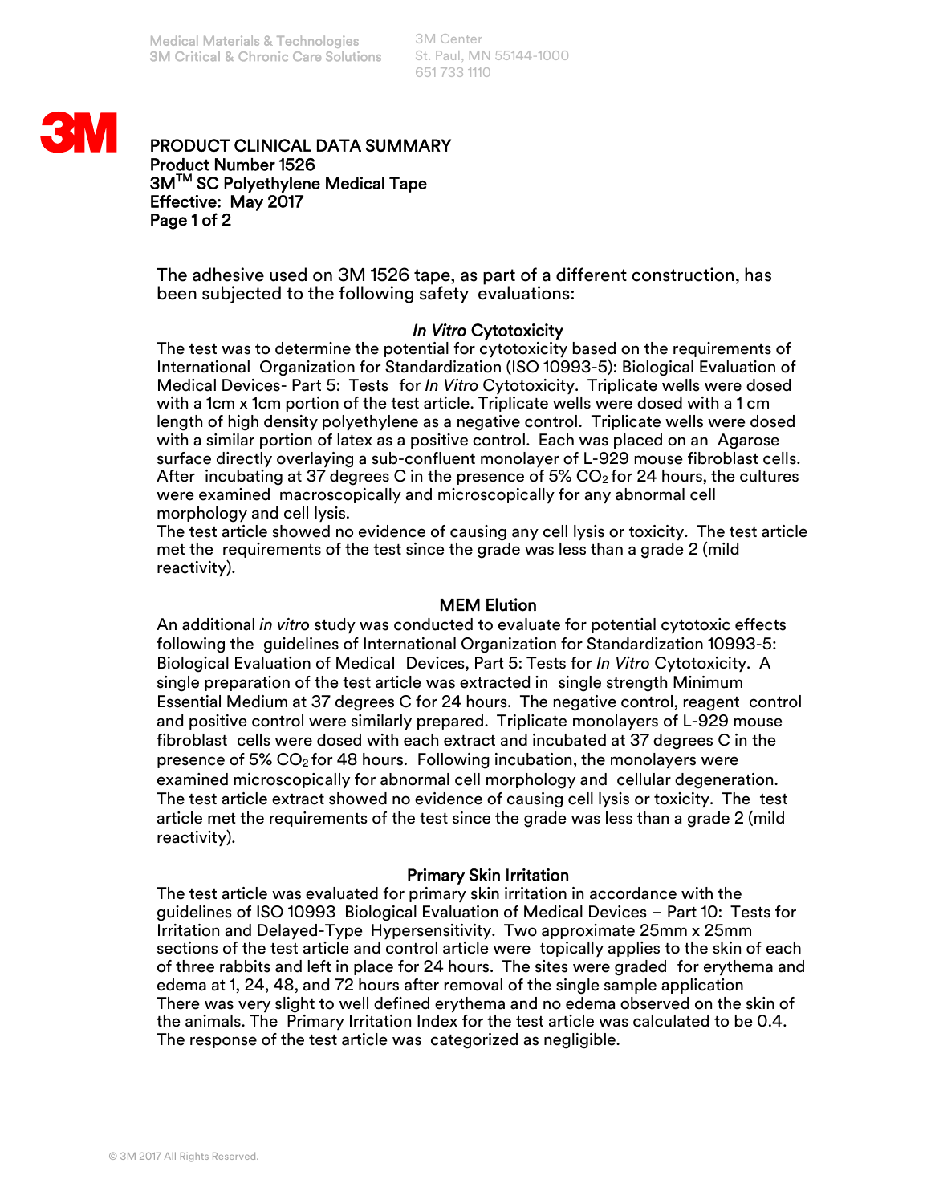Medical Materials & Technologies
3M Critical & Chronic Care Solutions

3M Center
St. Paul, MN 55144-1000
651 733 1110

# PRODUCT CLINICAL DATA SUMMARY

**Product Number 1526**
**3M™ SC Polyethylene Medical Tape**
**Effective: May 2017**

The adhesive used on 3M 1526 tape, as part of a different construction, has been subjected to the following safety evaluations:

### *In Vitro* Cytotoxicity

The test was to determine the potential for cytotoxicity based on the requirements of International Organization for Standardization (ISO 10993-5): Biological Evaluation of Medical Devices- Part 5: Tests for *In Vitro* Cytotoxicity. Triplicate wells were dosed with a 1cm x 1cm portion of the test article. Triplicate wells were dosed with a 1 cm length of high density polyethylene as a negative control. Triplicate wells were dosed with a similar portion of latex as a positive control. Each was placed on an Agarose surface directly overlaying a sub-confluent monolayer of L-929 mouse fibroblast cells. After incubating at 37 degrees C in the presence of 5% $CO_2$ for 24 hours, the cultures were examined macroscopically and microscopically for any abnormal cell morphology and cell lysis.

The test article showed no evidence of causing any cell lysis or toxicity. The test article met the requirements of the test since the grade was less than a grade 2 (mild reactivity).

### MEM Elution

An additional *in vitro* study was conducted to evaluate for potential cytotoxic effects following the guidelines of International Organization for Standardization 10993-5: Biological Evaluation of Medical Devices, Part 5: Tests for *In Vitro* Cytotoxicity. A single preparation of the test article was extracted in single strength Minimum Essential Medium at 37 degrees C for 24 hours. The negative control, reagent control and positive control were similarly prepared. Triplicate monolayers of L-929 mouse fibroblast cells were dosed with each extract and incubated at 37 degrees C in the presence of 5% $CO_2$ for 48 hours. Following incubation, the monolayers were examined microscopically for abnormal cell morphology and cellular degeneration. The test article extract showed no evidence of causing cell lysis or toxicity. The test article met the requirements of the test since the grade was less than a grade 2 (mild reactivity).

### Primary Skin Irritation

The test article was evaluated for primary skin irritation in accordance with the guidelines of ISO 10993 Biological Evaluation of Medical Devices – Part 10: Tests for Irritation and Delayed-Type Hypersensitivity. Two approximate 25mm x 25mm sections of the test article and control article were topically applies to the skin of each of three rabbits and left in place for 24 hours. The sites were graded for erythema and edema at 1, 24, 48, and 72 hours after removal of the single sample application
There was very slight to well defined erythema and no edema observed on the skin of the animals. The Primary Irritation Index for the test article was calculated to be 0.4. The response of the test article was categorized as negligible.

© 3M 2017 All Rights Reserved.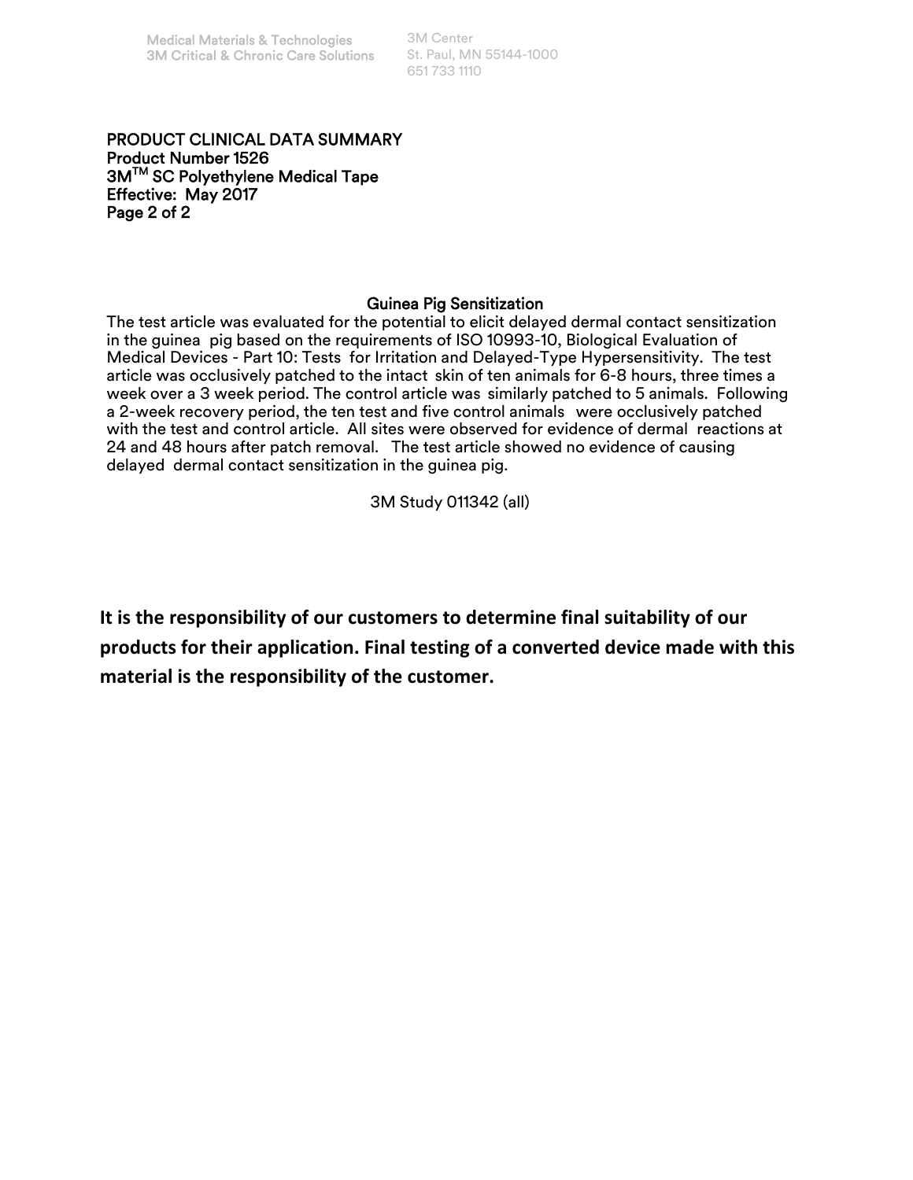PRODUCT CLINICAL DATA SUMMARY
Product Number 1526
3M™ SC Polyethylene Medical Tape
Effective: May 2017

## Guinea Pig Sensitization

The test article was evaluated for the potential to elicit delayed dermal contact sensitization in the guinea pig based on the requirements of ISO 10993-10, Biological Evaluation of Medical Devices - Part 10: Tests for Irritation and Delayed-Type Hypersensitivity. The test article was occlusively patched to the intact skin of ten animals for 6-8 hours, three times a week over a 3 week period. The control article was similarly patched to 5 animals. Following a 2-week recovery period, the ten test and five control animals were occlusively patched with the test and control article. All sites were observed for evidence of dermal reactions at 24 and 48 hours after patch removal. The test article showed no evidence of causing delayed dermal contact sensitization in the guinea pig.

3M Study 011342 (all)

**It is the responsibility of our customers to determine final suitability of our products for their application. Final testing of a converted device made with this material is the responsibility of the customer.**